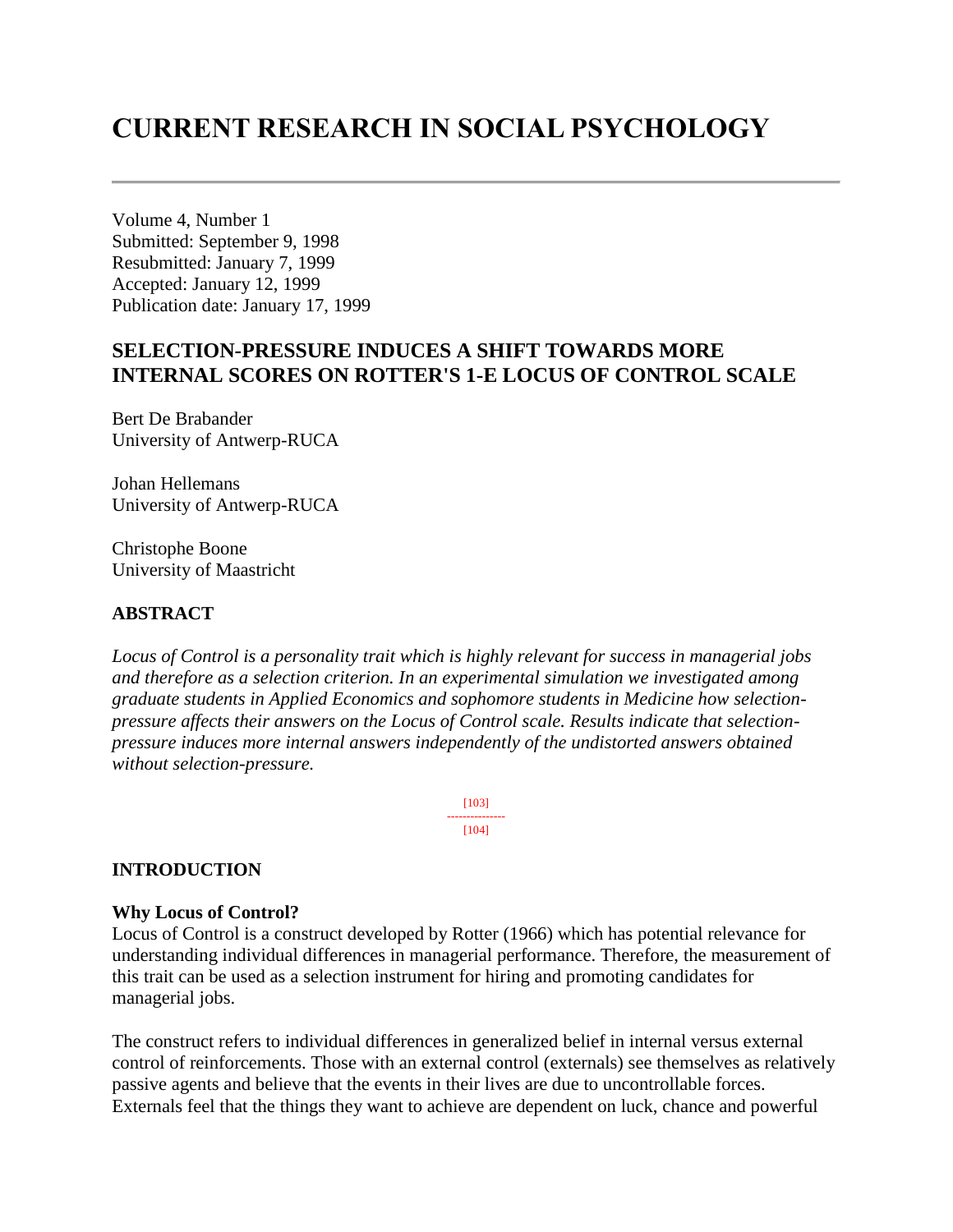# CURRENT RESEARCH IN SOCIAL PSYCHOLOGY

Volume 4, Number 1
Submitted: September 9, 1998
Resubmitted: January 7, 1999
Accepted: January 12, 1999
Publication date: January 17, 1999

## SELECTION-PRESSURE INDUCES A SHIFT TOWARDS MORE INTERNAL SCORES ON ROTTER'S 1-E LOCUS OF CONTROL SCALE

Bert De Brabander
University of Antwerp-RUCA

Johan Hellemans
University of Antwerp-RUCA

Christophe Boone
University of Maastricht

### ABSTRACT

*Locus of Control is a personality trait which is highly relevant for success in managerial jobs and therefore as a selection criterion. In an experimental simulation we investigated among graduate students in Applied Economics and sophomore students in Medicine how selection-pressure affects their answers on the Locus of Control scale. Results indicate that selection-pressure induces more internal answers independently of the undistorted answers obtained without selection-pressure.*

### INTRODUCTION

**Why Locus of Control?**
Locus of Control is a construct developed by Rotter (1966) which has potential relevance for understanding individual differences in managerial performance. Therefore, the measurement of this trait can be used as a selection instrument for hiring and promoting candidates for managerial jobs.

The construct refers to individual differences in generalized belief in internal versus external control of reinforcements. Those with an external control (externals) see themselves as relatively passive agents and believe that the events in their lives are due to uncontrollable forces. Externals feel that the things they want to achieve are dependent on luck, chance and powerful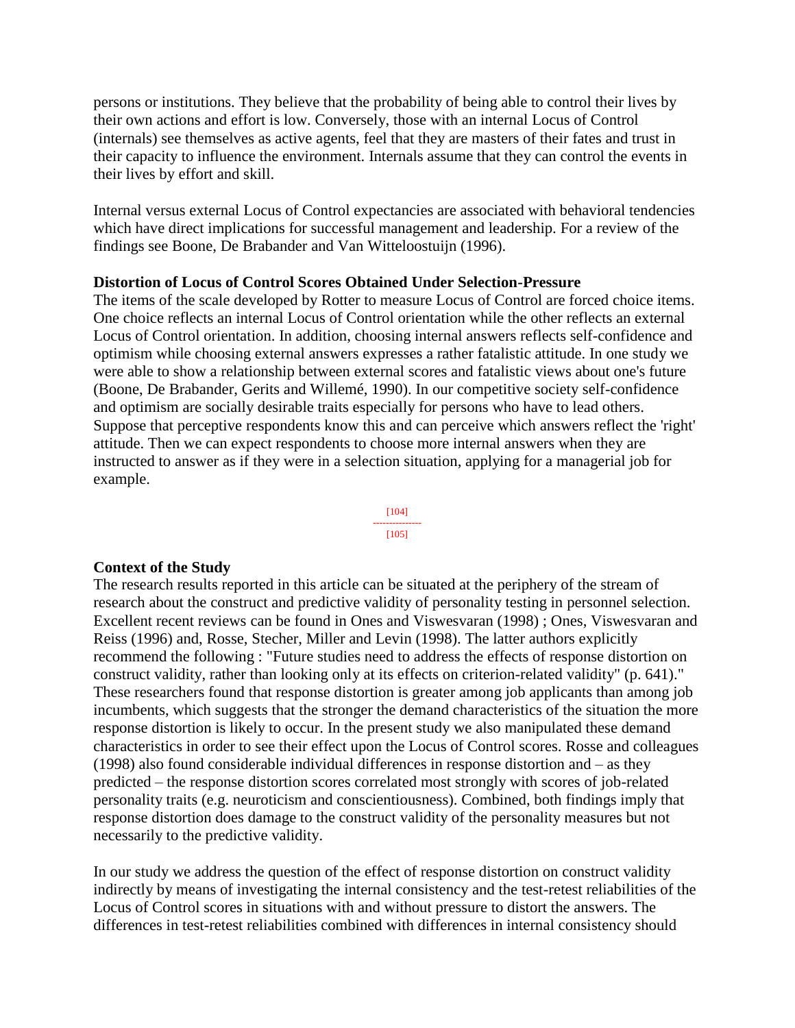persons or institutions. They believe that the probability of being able to control their lives by their own actions and effort is low. Conversely, those with an internal Locus of Control (internals) see themselves as active agents, feel that they are masters of their fates and trust in their capacity to influence the environment. Internals assume that they can control the events in their lives by effort and skill.

Internal versus external Locus of Control expectancies are associated with behavioral tendencies which have direct implications for successful management and leadership. For a review of the findings see Boone, De Brabander and Van Witteloostuijn (1996).

**Distortion of Locus of Control Scores Obtained Under Selection-Pressure**

The items of the scale developed by Rotter to measure Locus of Control are forced choice items. One choice reflects an internal Locus of Control orientation while the other reflects an external Locus of Control orientation. In addition, choosing internal answers reflects self-confidence and optimism while choosing external answers expresses a rather fatalistic attitude. In one study we were able to show a relationship between external scores and fatalistic views about one's future (Boone, De Brabander, Gerits and Willemé, 1990). In our competitive society self-confidence and optimism are socially desirable traits especially for persons who have to lead others. Suppose that perceptive respondents know this and can perceive which answers reflect the 'right' attitude. Then we can expect respondents to choose more internal answers when they are instructed to answer as if they were in a selection situation, applying for a managerial job for example.

**Context of the Study**

The research results reported in this article can be situated at the periphery of the stream of research about the construct and predictive validity of personality testing in personnel selection. Excellent recent reviews can be found in Ones and Viswesvaran (1998) ; Ones, Viswesvaran and Reiss (1996) and, Rosse, Stecher, Miller and Levin (1998). The latter authors explicitly recommend the following : "Future studies need to address the effects of response distortion on construct validity, rather than looking only at its effects on criterion-related validity" (p. 641)." These researchers found that response distortion is greater among job applicants than among job incumbents, which suggests that the stronger the demand characteristics of the situation the more response distortion is likely to occur. In the present study we also manipulated these demand characteristics in order to see their effect upon the Locus of Control scores. Rosse and colleagues (1998) also found considerable individual differences in response distortion and – as they predicted – the response distortion scores correlated most strongly with scores of job-related personality traits (e.g. neuroticism and conscientiousness). Combined, both findings imply that response distortion does damage to the construct validity of the personality measures but not necessarily to the predictive validity.

In our study we address the question of the effect of response distortion on construct validity indirectly by means of investigating the internal consistency and the test-retest reliabilities of the Locus of Control scores in situations with and without pressure to distort the answers. The differences in test-retest reliabilities combined with differences in internal consistency should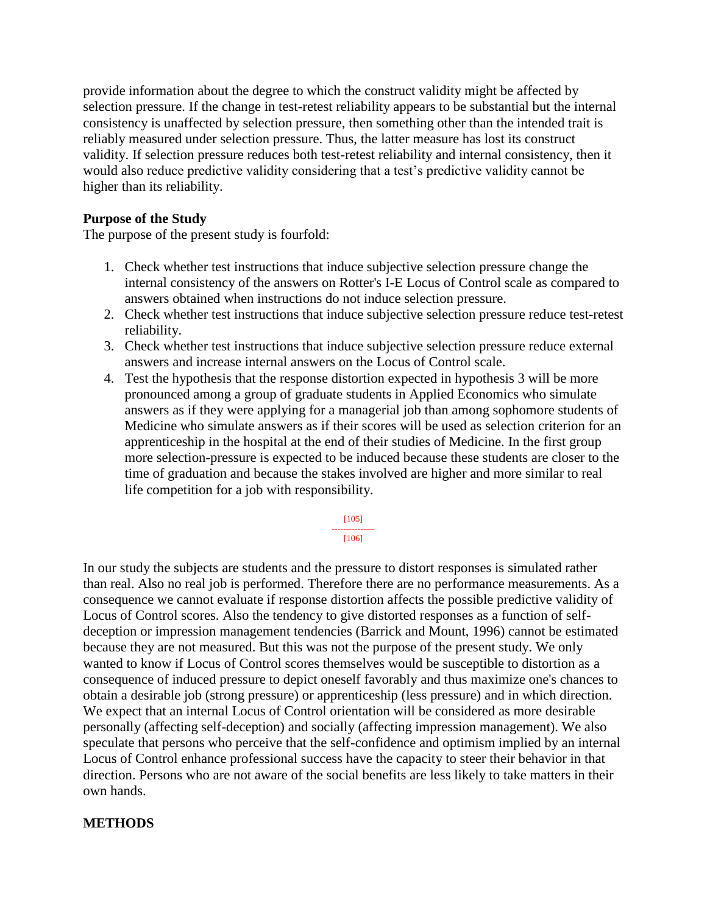provide information about the degree to which the construct validity might be affected by selection pressure. If the change in test-retest reliability appears to be substantial but the internal consistency is unaffected by selection pressure, then something other than the intended trait is reliably measured under selection pressure. Thus, the latter measure has lost its construct validity. If selection pressure reduces both test-retest reliability and internal consistency, then it would also reduce predictive validity considering that a test's predictive validity cannot be higher than its reliability.

**Purpose of the Study**

The purpose of the present study is fourfold:

1. Check whether test instructions that induce subjective selection pressure change the internal consistency of the answers on Rotter's I-E Locus of Control scale as compared to answers obtained when instructions do not induce selection pressure.
2. Check whether test instructions that induce subjective selection pressure reduce test-retest reliability.
3. Check whether test instructions that induce subjective selection pressure reduce external answers and increase internal answers on the Locus of Control scale.
4. Test the hypothesis that the response distortion expected in hypothesis 3 will be more pronounced among a group of graduate students in Applied Economics who simulate answers as if they were applying for a managerial job than among sophomore students of Medicine who simulate answers as if their scores will be used as selection criterion for an apprenticeship in the hospital at the end of their studies of Medicine. In the first group more selection-pressure is expected to be induced because these students are closer to the time of graduation and because the stakes involved are higher and more similar to real life competition for a job with responsibility.

In our study the subjects are students and the pressure to distort responses is simulated rather than real. Also no real job is performed. Therefore there are no performance measurements. As a consequence we cannot evaluate if response distortion affects the possible predictive validity of Locus of Control scores. Also the tendency to give distorted responses as a function of self-deception or impression management tendencies (Barrick and Mount, 1996) cannot be estimated because they are not measured. But this was not the purpose of the present study. We only wanted to know if Locus of Control scores themselves would be susceptible to distortion as a consequence of induced pressure to depict oneself favorably and thus maximize one's chances to obtain a desirable job (strong pressure) or apprenticeship (less pressure) and in which direction. We expect that an internal Locus of Control orientation will be considered as more desirable personally (affecting self-deception) and socially (affecting impression management). We also speculate that persons who perceive that the self-confidence and optimism implied by an internal Locus of Control enhance professional success have the capacity to steer their behavior in that direction. Persons who are not aware of the social benefits are less likely to take matters in their own hands.

## METHODS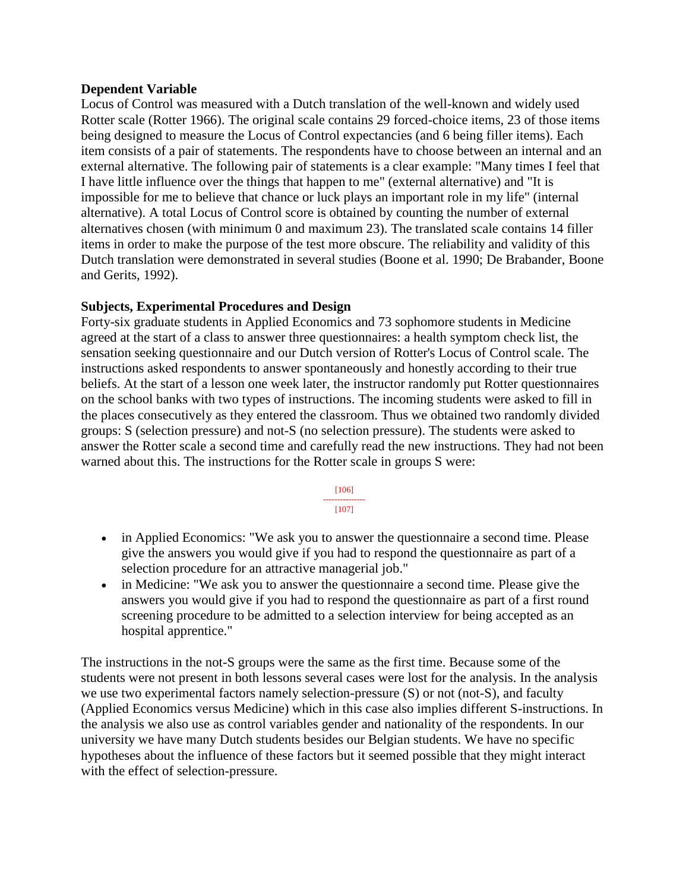**Dependent Variable**

Locus of Control was measured with a Dutch translation of the well-known and widely used Rotter scale (Rotter 1966). The original scale contains 29 forced-choice items, 23 of those items being designed to measure the Locus of Control expectancies (and 6 being filler items). Each item consists of a pair of statements. The respondents have to choose between an internal and an external alternative. The following pair of statements is a clear example: "Many times I feel that I have little influence over the things that happen to me" (external alternative) and "It is impossible for me to believe that chance or luck plays an important role in my life" (internal alternative). A total Locus of Control score is obtained by counting the number of external alternatives chosen (with minimum 0 and maximum 23). The translated scale contains 14 filler items in order to make the purpose of the test more obscure. The reliability and validity of this Dutch translation were demonstrated in several studies (Boone et al. 1990; De Brabander, Boone and Gerits, 1992).

**Subjects, Experimental Procedures and Design**

Forty-six graduate students in Applied Economics and 73 sophomore students in Medicine agreed at the start of a class to answer three questionnaires: a health symptom check list, the sensation seeking questionnaire and our Dutch version of Rotter's Locus of Control scale. The instructions asked respondents to answer spontaneously and honestly according to their true beliefs. At the start of a lesson one week later, the instructor randomly put Rotter questionnaires on the school banks with two types of instructions. The incoming students were asked to fill in the places consecutively as they entered the classroom. Thus we obtained two randomly divided groups: S (selection pressure) and not-S (no selection pressure). The students were asked to answer the Rotter scale a second time and carefully read the new instructions. They had not been warned about this. The instructions for the Rotter scale in groups S were:

- in Applied Economics: "We ask you to answer the questionnaire a second time. Please give the answers you would give if you had to respond the questionnaire as part of a selection procedure for an attractive managerial job."
- in Medicine: "We ask you to answer the questionnaire a second time. Please give the answers you would give if you had to respond the questionnaire as part of a first round screening procedure to be admitted to a selection interview for being accepted as an hospital apprentice."

The instructions in the not-S groups were the same as the first time. Because some of the students were not present in both lessons several cases were lost for the analysis. In the analysis we use two experimental factors namely selection-pressure (S) or not (not-S), and faculty (Applied Economics versus Medicine) which in this case also implies different S-instructions. In the analysis we also use as control variables gender and nationality of the respondents. In our university we have many Dutch students besides our Belgian students. We have no specific hypotheses about the influence of these factors but it seemed possible that they might interact with the effect of selection-pressure.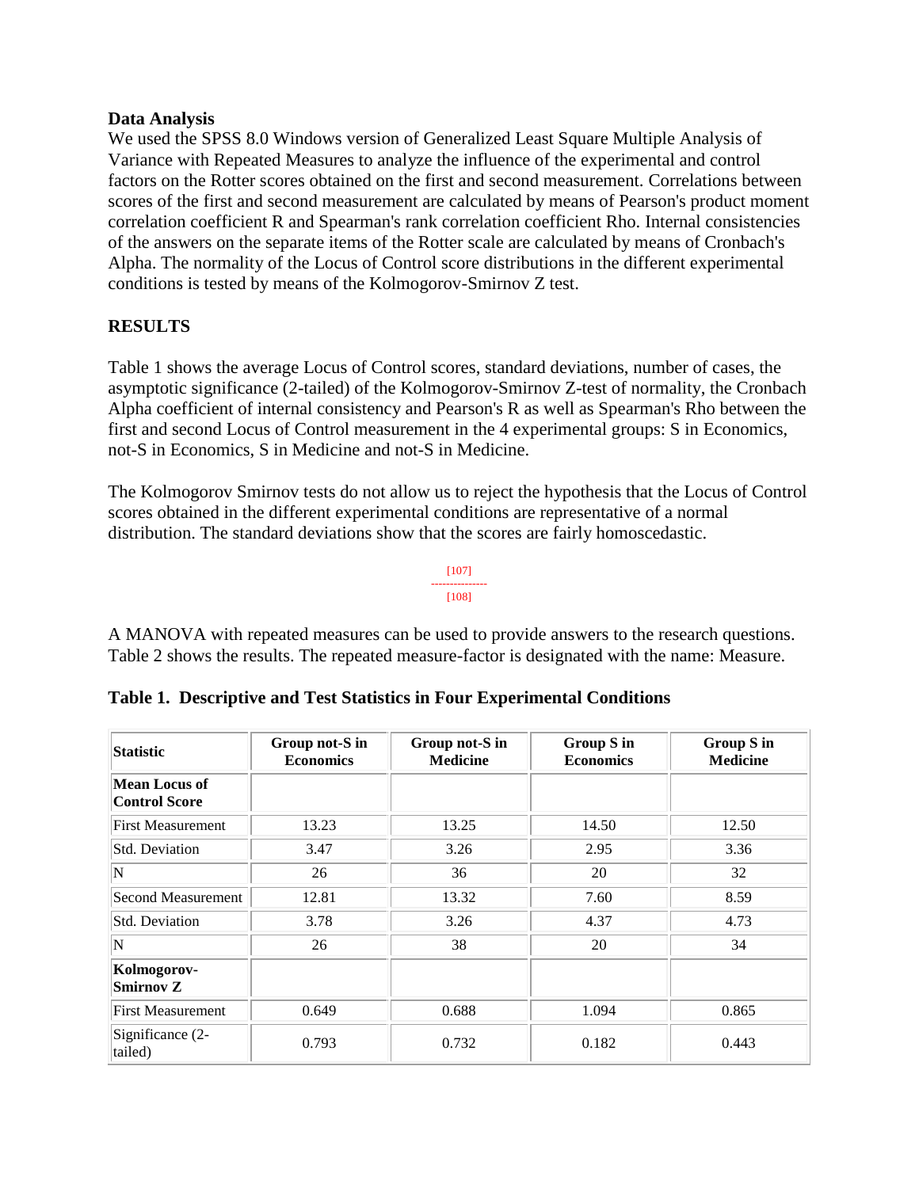**Data Analysis**
We used the SPSS 8.0 Windows version of Generalized Least Square Multiple Analysis of Variance with Repeated Measures to analyze the influence of the experimental and control factors on the Rotter scores obtained on the first and second measurement. Correlations between scores of the first and second measurement are calculated by means of Pearson's product moment correlation coefficient R and Spearman's rank correlation coefficient Rho. Internal consistencies of the answers on the separate items of the Rotter scale are calculated by means of Cronbach's Alpha. The normality of the Locus of Control score distributions in the different experimental conditions is tested by means of the Kolmogorov-Smirnov Z test.

## RESULTS

Table 1 shows the average Locus of Control scores, standard deviations, number of cases, the asymptotic significance (2-tailed) of the Kolmogorov-Smirnov Z-test of normality, the Cronbach Alpha coefficient of internal consistency and Pearson's R as well as Spearman's Rho between the first and second Locus of Control measurement in the 4 experimental groups: S in Economics, not-S in Economics, S in Medicine and not-S in Medicine.

The Kolmogorov Smirnov tests do not allow us to reject the hypothesis that the Locus of Control scores obtained in the different experimental conditions are representative of a normal distribution. The standard deviations show that the scores are fairly homoscedastic.

[107]
---------------
[108]

A MANOVA with repeated measures can be used to provide answers to the research questions. Table 2 shows the results. The repeated measure-factor is designated with the name: Measure.

**Table 1. Descriptive and Test Statistics in Four Experimental Conditions**

| Statistic | Group not-S in Economics | Group not-S in Medicine | Group S in Economics | Group S in Medicine |
|---|---|---|---|---|
| **Mean Locus of Control Score** | | | | |
| First Measurement | 13.23 | 13.25 | 14.50 | 12.50 |
| Std. Deviation | 3.47 | 3.26 | 2.95 | 3.36 |
| N | 26 | 36 | 20 | 32 |
| Second Measurement | 12.81 | 13.32 | 7.60 | 8.59 |
| Std. Deviation | 3.78 | 3.26 | 4.37 | 4.73 |
| N | 26 | 38 | 20 | 34 |
| **Kolmogorov-Smirnov Z** | | | | |
| First Measurement | 0.649 | 0.688 | 1.094 | 0.865 |
| Significance (2-tailed) | 0.793 | 0.732 | 0.182 | 0.443 |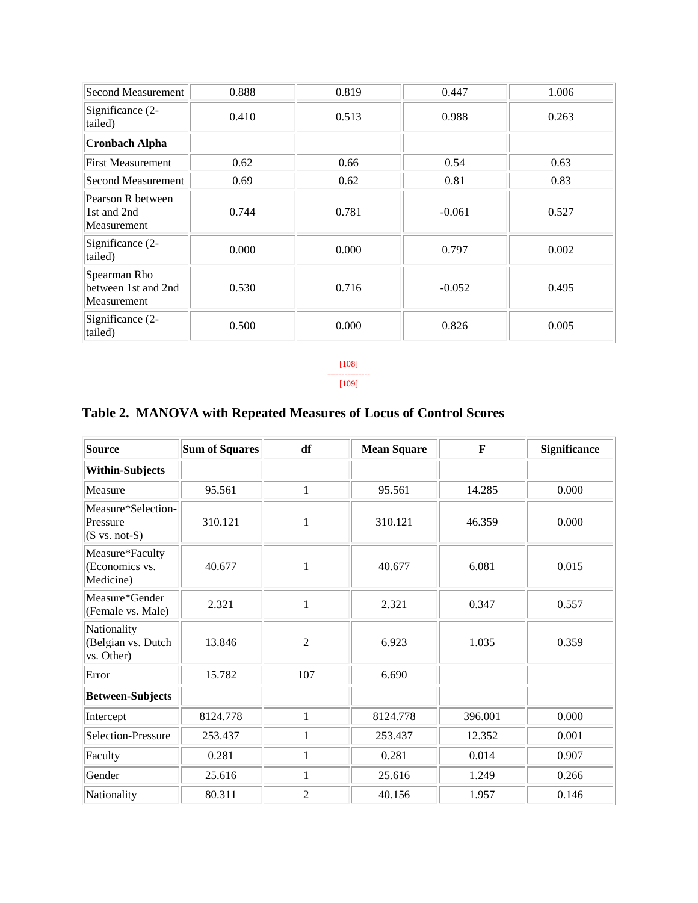| | | | | |
|---|---|---|---|---|
| Second Measurement | 0.888 | 0.819 | 0.447 | 1.006 |
| Significance (2-tailed) | 0.410 | 0.513 | 0.988 | 0.263 |
| **Cronbach Alpha** | | | | |
| First Measurement | 0.62 | 0.66 | 0.54 | 0.63 |
| Second Measurement | 0.69 | 0.62 | 0.81 | 0.83 |
| Pearson R between 1st and 2nd Measurement | 0.744 | 0.781 | -0.061 | 0.527 |
| Significance (2-tailed) | 0.000 | 0.000 | 0.797 | 0.002 |
| Spearman Rho between 1st and 2nd Measurement | 0.530 | 0.716 | -0.052 | 0.495 |
| Significance (2-tailed) | 0.500 | 0.000 | 0.826 | 0.005 |

[108]
---------------
[109]

## Table 2. MANOVA with Repeated Measures of Locus of Control Scores

| Source | Sum of Squares | df | Mean Square | F | Significance |
|---|---|---|---|---|---|
| **Within-Subjects** | | | | | |
| Measure | 95.561 | 1 | 95.561 | 14.285 | 0.000 |
| Measure*Selection-Pressure (S vs. not-S) | 310.121 | 1 | 310.121 | 46.359 | 0.000 |
| Measure*Faculty (Economics vs. Medicine) | 40.677 | 1 | 40.677 | 6.081 | 0.015 |
| Measure*Gender (Female vs. Male) | 2.321 | 1 | 2.321 | 0.347 | 0.557 |
| Nationality (Belgian vs. Dutch vs. Other) | 13.846 | 2 | 6.923 | 1.035 | 0.359 |
| Error | 15.782 | 107 | 6.690 | | |
| **Between-Subjects** | | | | | |
| Intercept | 8124.778 | 1 | 8124.778 | 396.001 | 0.000 |
| Selection-Pressure | 253.437 | 1 | 253.437 | 12.352 | 0.001 |
| Faculty | 0.281 | 1 | 0.281 | 0.014 | 0.907 |
| Gender | 25.616 | 1 | 25.616 | 1.249 | 0.266 |
| Nationality | 80.311 | 2 | 40.156 | 1.957 | 0.146 |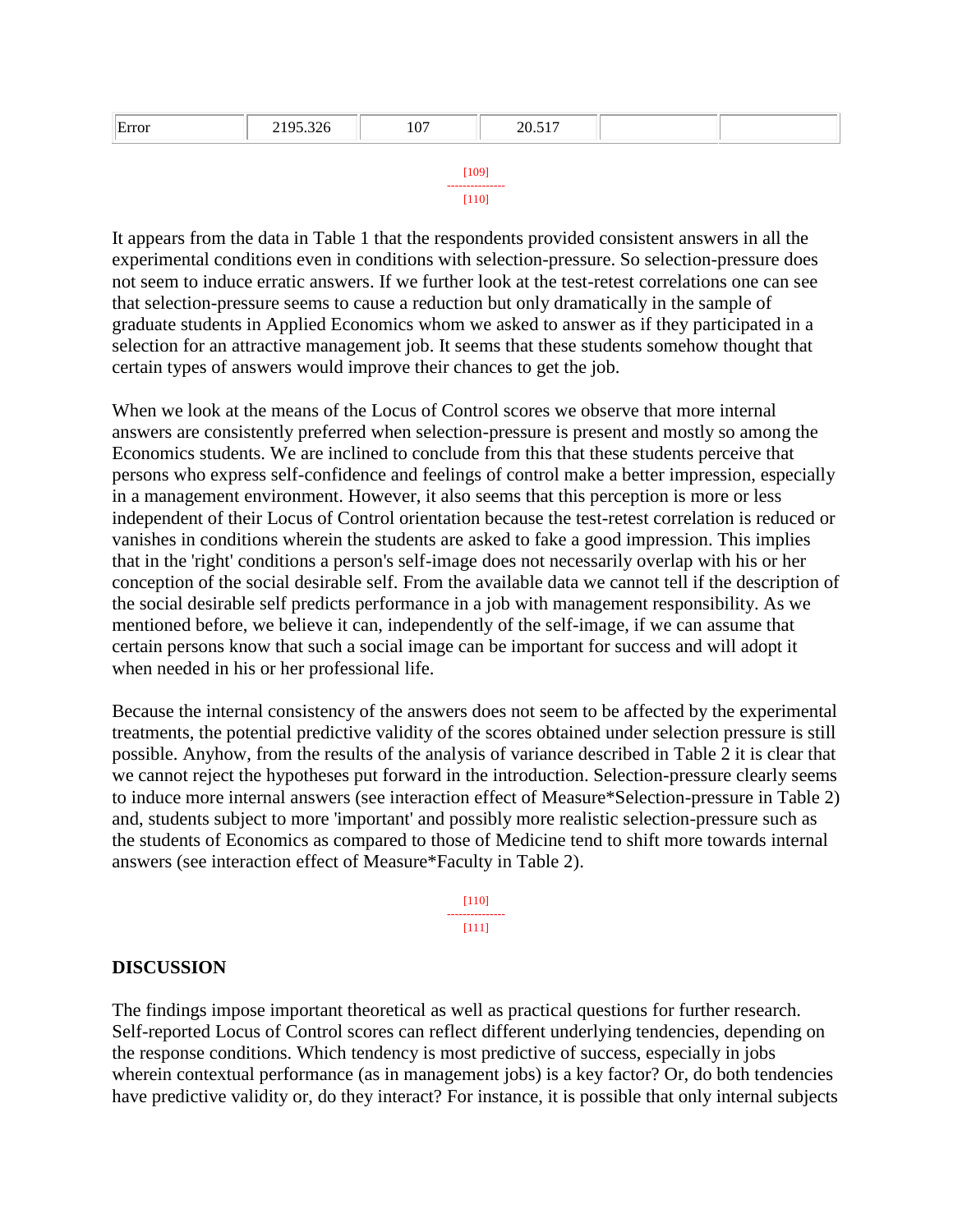| Error | 2195.326 | 107 | 20.517 | | |
|---|---|---|---|---|---|

It appears from the data in Table 1 that the respondents provided consistent answers in all the experimental conditions even in conditions with selection-pressure. So selection-pressure does not seem to induce erratic answers. If we further look at the test-retest correlations one can see that selection-pressure seems to cause a reduction but only dramatically in the sample of graduate students in Applied Economics whom we asked to answer as if they participated in a selection for an attractive management job. It seems that these students somehow thought that certain types of answers would improve their chances to get the job.

When we look at the means of the Locus of Control scores we observe that more internal answers are consistently preferred when selection-pressure is present and mostly so among the Economics students. We are inclined to conclude from this that these students perceive that persons who express self-confidence and feelings of control make a better impression, especially in a management environment. However, it also seems that this perception is more or less independent of their Locus of Control orientation because the test-retest correlation is reduced or vanishes in conditions wherein the students are asked to fake a good impression. This implies that in the 'right' conditions a person's self-image does not necessarily overlap with his or her conception of the social desirable self. From the available data we cannot tell if the description of the social desirable self predicts performance in a job with management responsibility. As we mentioned before, we believe it can, independently of the self-image, if we can assume that certain persons know that such a social image can be important for success and will adopt it when needed in his or her professional life.

Because the internal consistency of the answers does not seem to be affected by the experimental treatments, the potential predictive validity of the scores obtained under selection pressure is still possible. Anyhow, from the results of the analysis of variance described in Table 2 it is clear that we cannot reject the hypotheses put forward in the introduction. Selection-pressure clearly seems to induce more internal answers (see interaction effect of Measure*Selection-pressure in Table 2) and, students subject to more 'important' and possibly more realistic selection-pressure such as the students of Economics as compared to those of Medicine tend to shift more towards internal answers (see interaction effect of Measure*Faculty in Table 2).

## DISCUSSION

The findings impose important theoretical as well as practical questions for further research. Self-reported Locus of Control scores can reflect different underlying tendencies, depending on the response conditions. Which tendency is most predictive of success, especially in jobs wherein contextual performance (as in management jobs) is a key factor? Or, do both tendencies have predictive validity or, do they interact? For instance, it is possible that only internal subjects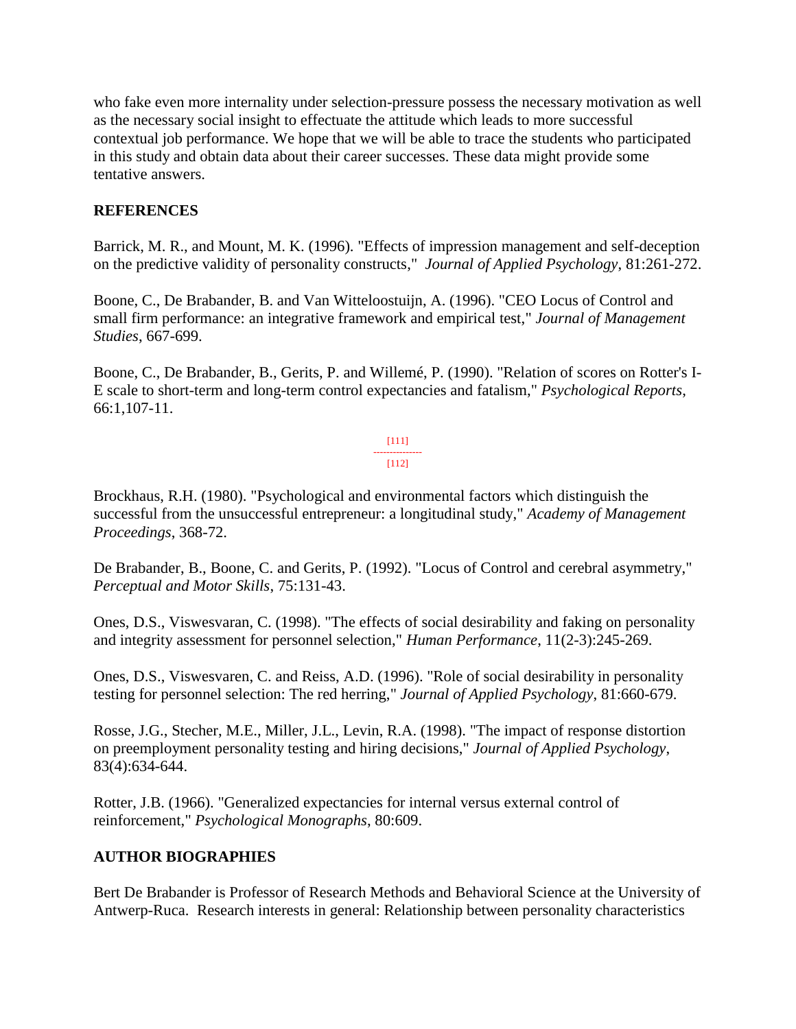who fake even more internality under selection-pressure possess the necessary motivation as well as the necessary social insight to effectuate the attitude which leads to more successful contextual job performance. We hope that we will be able to trace the students who participated in this study and obtain data about their career successes. These data might provide some tentative answers.

## REFERENCES

Barrick, M. R., and Mount, M. K. (1996). "Effects of impression management and self-deception on the predictive validity of personality constructs," *Journal of Applied Psychology*, 81:261-272.

Boone, C., De Brabander, B. and Van Witteloostuijn, A. (1996). "CEO Locus of Control and small firm performance: an integrative framework and empirical test," *Journal of Management Studies*, 667-699.

Boone, C., De Brabander, B., Gerits, P. and Willemé, P. (1990). "Relation of scores on Rotter's I-E scale to short-term and long-term control expectancies and fatalism," *Psychological Reports*, 66:1,107-11.

Brockhaus, R.H. (1980). "Psychological and environmental factors which distinguish the successful from the unsuccessful entrepreneur: a longitudinal study," *Academy of Management Proceedings*, 368-72.

De Brabander, B., Boone, C. and Gerits, P. (1992). "Locus of Control and cerebral asymmetry," *Perceptual and Motor Skills*, 75:131-43.

Ones, D.S., Viswesvaran, C. (1998). "The effects of social desirability and faking on personality and integrity assessment for personnel selection," *Human Performance*, 11(2-3):245-269.

Ones, D.S., Viswesvaren, C. and Reiss, A.D. (1996). "Role of social desirability in personality testing for personnel selection: The red herring," *Journal of Applied Psychology*, 81:660-679.

Rosse, J.G., Stecher, M.E., Miller, J.L., Levin, R.A. (1998). "The impact of response distortion on preemployment personality testing and hiring decisions," *Journal of Applied Psychology*, 83(4):634-644.

Rotter, J.B. (1966). "Generalized expectancies for internal versus external control of reinforcement," *Psychological Monographs*, 80:609.

## AUTHOR BIOGRAPHIES

Bert De Brabander is Professor of Research Methods and Behavioral Science at the University of Antwerp-Ruca. Research interests in general: Relationship between personality characteristics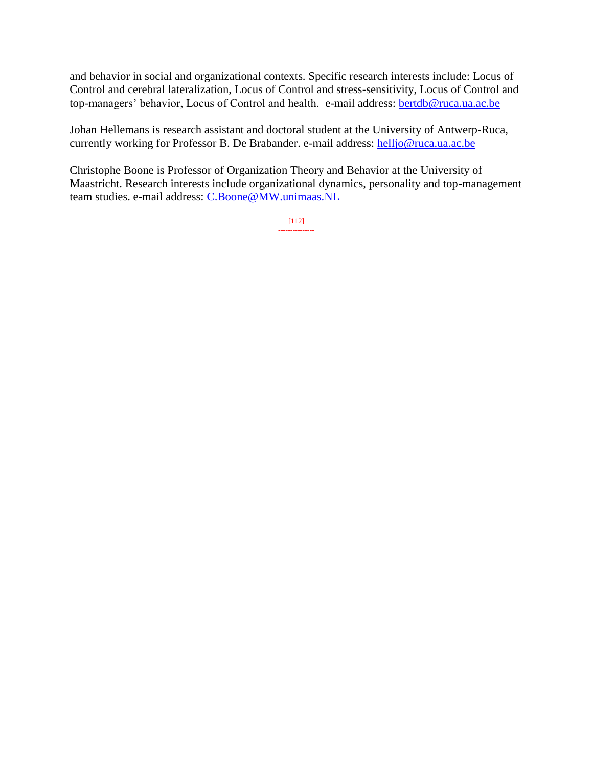and behavior in social and organizational contexts. Specific research interests include: Locus of Control and cerebral lateralization, Locus of Control and stress-sensitivity, Locus of Control and top-managers' behavior, Locus of Control and health. e-mail address: bertdb@ruca.ua.ac.be

Johan Hellemans is research assistant and doctoral student at the University of Antwerp-Ruca, currently working for Professor B. De Brabander. e-mail address: helljo@ruca.ua.ac.be

Christophe Boone is Professor of Organization Theory and Behavior at the University of Maastricht. Research interests include organizational dynamics, personality and top-management team studies. e-mail address: C.Boone@MW.unimaas.NL